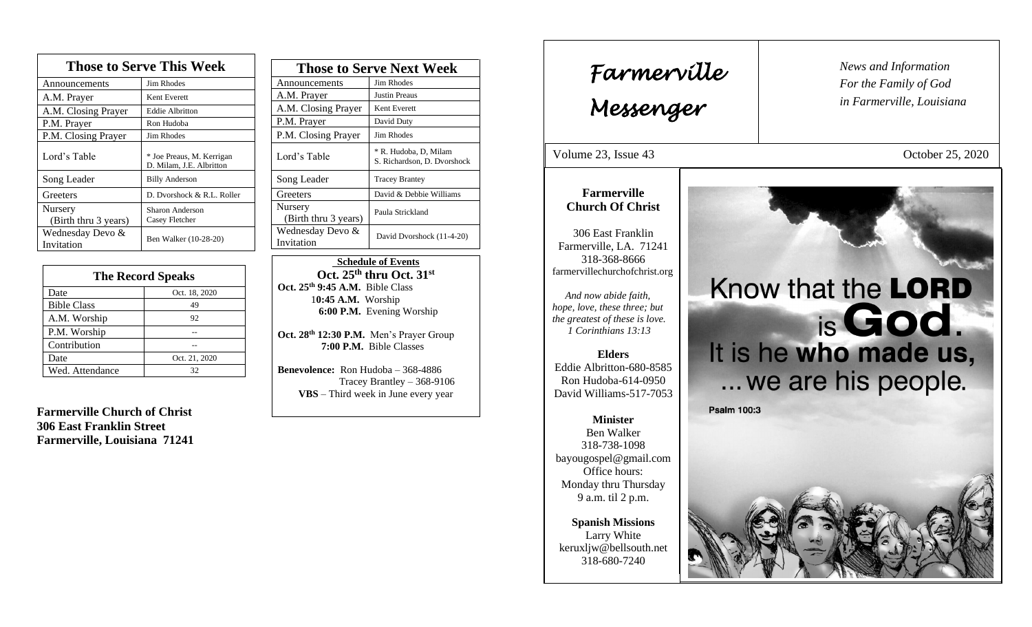| Those to Serve This Week | |
|---|---|
| Announcements | Jim Rhodes |
| A.M. Prayer | Kent Everett |
| A.M. Closing Prayer | Eddie Albritton |
| P.M. Prayer | Ron Hudoba |
| P.M. Closing Prayer | Jim Rhodes |
| Lord's Table | * Joe Preaus, M. Kerrigan D. Milam, J.E. Albritton |
| Song Leader | Billy Anderson |
| Greeters | D. Dvorshock & R.L. Roller |
| Nursery (Birth thru 3 years) | Sharon Anderson Casey Fletcher |
| Wednesday Devo & Invitation | Ben Walker (10-28-20) |

| The Record Speaks | |
|---|---|
| Date | Oct. 18, 2020 |
| Bible Class | 49 |
| A.M. Worship | 92 |
| P.M. Worship | -- |
| Contribution | -- |
| Date | Oct. 21, 2020 |
| Wed. Attendance | 32 |

**Farmerville Church of Christ**
**306 East Franklin Street**
**Farmerville, Louisiana 71241**

| Those to Serve Next Week | |
|---|---|
| Announcements | Jim Rhodes |
| A.M. Prayer | Justin Preaus |
| A.M. Closing Prayer | Kent Everett |
| P.M. Prayer | David Duty |
| P.M. Closing Prayer | Jim Rhodes |
| Lord's Table | * R. Hudoba, D, Milam S. Richardson, D. Dvorshock |
| Song Leader | Tracey Brantey |
| Greeters | David & Debbie Williams |
| Nursery (Birth thru 3 years) | Paula Strickland |
| Wednesday Devo & Invitation | David Dvorshock (11-4-20) |

**Schedule of Events**

**Oct. 25th thru Oct. 31st**

**Oct. 25th 9:45 A.M.** Bible Class
**10:45 A.M.** Worship
**6:00 P.M.** Evening Worship

**Oct. 28th 12:30 P.M.** Men's Prayer Group
**7:00 P.M.** Bible Classes

**Benevolence:** Ron Hudoba – 368-4886
Tracey Brantley – 368-9106

**VBS** – Third week in June every year

# Farmerville Messenger

*News and Information For the Family of God in Farmerville, Louisiana*

Volume 23, Issue 43 — October 25, 2020

**Farmerville Church Of Christ**

306 East Franklin
Farmerville, LA. 71241
318-368-8666
farmervillechurchofchrist.org

*And now abide faith, hope, love, these three; but the greatest of these is love. 1 Corinthians 13:13*

**Elders**
Eddie Albritton-680-8585
Ron Hudoba-614-0950
David Williams-517-7053

**Minister**
Ben Walker
318-738-1098
bayougospel@gmail.com
Office hours:
Monday thru Thursday
9 a.m. til 2 p.m.

**Spanish Missions**
Larry White
keruxljw@bellsouth.net
318-680-7240

Know that the **LORD** is **God**. It is he **who made us,** ... we are his people.

**Psalm 100:3**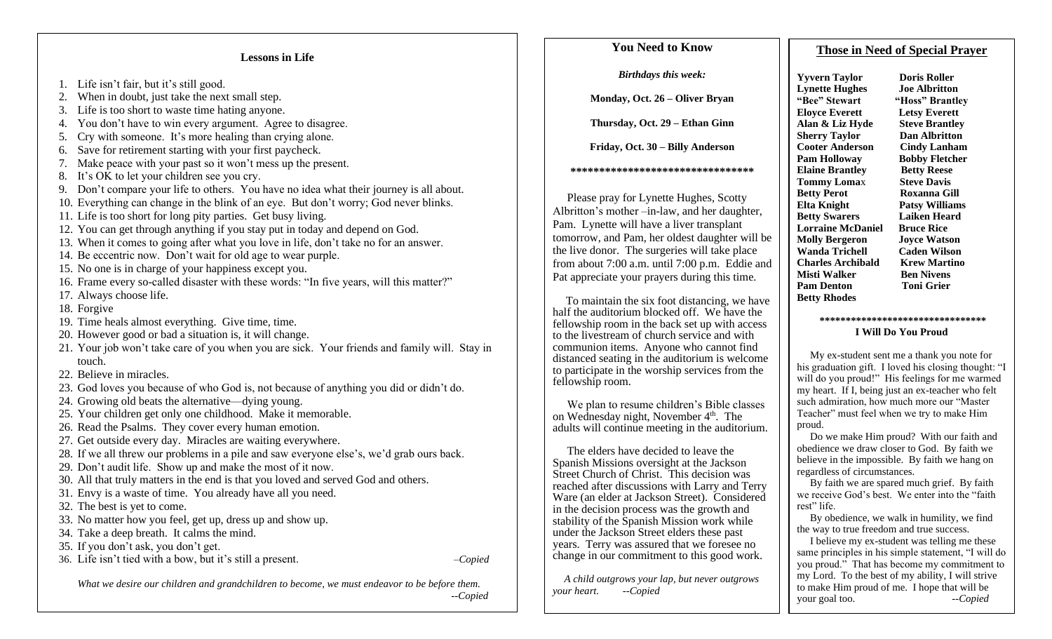## Lessons in Life

1. Life isn't fair, but it's still good.
2. When in doubt, just take the next small step.
3. Life is too short to waste time hating anyone.
4. You don't have to win every argument. Agree to disagree.
5. Cry with someone. It's more healing than crying alone.
6. Save for retirement starting with your first paycheck.
7. Make peace with your past so it won't mess up the present.
8. It's OK to let your children see you cry.
9. Don't compare your life to others. You have no idea what their journey is all about.
10. Everything can change in the blink of an eye. But don't worry; God never blinks.
11. Life is too short for long pity parties. Get busy living.
12. You can get through anything if you stay put in today and depend on God.
13. When it comes to going after what you love in life, don't take no for an answer.
14. Be eccentric now. Don't wait for old age to wear purple.
15. No one is in charge of your happiness except you.
16. Frame every so-called disaster with these words: "In five years, will this matter?"
17. Always choose life.
18. Forgive
19. Time heals almost everything. Give time, time.
20. However good or bad a situation is, it will change.
21. Your job won't take care of you when you are sick. Your friends and family will. Stay in touch.
22. Believe in miracles.
23. God loves you because of who God is, not because of anything you did or didn't do.
24. Growing old beats the alternative—dying young.
25. Your children get only one childhood. Make it memorable.
26. Read the Psalms. They cover every human emotion.
27. Get outside every day. Miracles are waiting everywhere.
28. If we all threw our problems in a pile and saw everyone else's, we'd grab ours back.
29. Don't audit life. Show up and make the most of it now.
30. All that truly matters in the end is that you loved and served God and others.
31. Envy is a waste of time. You already have all you need.
32. The best is yet to come.
33. No matter how you feel, get up, dress up and show up.
34. Take a deep breath. It calms the mind.
35. If you don't ask, you don't get.
36. Life isn't tied with a bow, but it's still a present.

*–Copied*

*What we desire our children and grandchildren to become, we must endeavor to be before them.* *--Copied*

## You Need to Know

***Birthdays this week:***

**Monday, Oct. 26 – Oliver Bryan**

**Thursday, Oct. 29 – Ethan Ginn**

**Friday, Oct. 30 – Billy Anderson**

**********************************

Please pray for Lynette Hughes, Scotty Albritton's mother –in-law, and her daughter, Pam. Lynette will have a liver transplant tomorrow, and Pam, her oldest daughter will be the live donor. The surgeries will take place from about 7:00 a.m. until 7:00 p.m. Eddie and Pat appreciate your prayers during this time.

To maintain the six foot distancing, we have half the auditorium blocked off. We have the fellowship room in the back set up with access to the livestream of church service and with communion items. Anyone who cannot find distanced seating in the auditorium is welcome to participate in the worship services from the fellowship room.

We plan to resume children's Bible classes on Wednesday night, November 4th. The adults will continue meeting in the auditorium.

The elders have decided to leave the Spanish Missions oversight at the Jackson Street Church of Christ. This decision was reached after discussions with Larry and Terry Ware (an elder at Jackson Street). Considered in the decision process was the growth and stability of the Spanish Mission work while under the Jackson Street elders these past years. Terry was assured that we foresee no change in our commitment to this good work.

*A child outgrows your lap, but never outgrows your heart.* *--Copied*

## Those in Need of Special Prayer

| | |
|---|---|
| **Yyvern Taylor** | **Doris Roller** |
| **Lynette Hughes** | **Joe Albritton** |
| **"Bee" Stewart** | **"Hoss" Brantley** |
| **Eloyce Everett** | **Letsy Everett** |
| **Alan & Liz Hyde** | **Steve Brantley** |
| **Sherry Taylor** | **Dan Albritton** |
| **Cooter Anderson** | **Cindy Lanham** |
| **Pam Holloway** | **Bobby Fletcher** |
| **Elaine Brantley** | **Betty Reese** |
| **Tommy Lomax** | **Steve Davis** |
| **Betty Perot** | **Roxanna Gill** |
| **Elta Knight** | **Patsy Williams** |
| **Betty Swarers** | **Laiken Heard** |
| **Lorraine McDaniel** | **Bruce Rice** |
| **Molly Bergeron** | **Joyce Watson** |
| **Wanda Trichell** | **Caden Wilson** |
| **Charles Archibald** | **Krew Martino** |
| **Misti Walker** | **Ben Nivens** |
| **Pam Denton** | **Toni Grier** |
| **Betty Rhodes** | |

**********************************

### I Will Do You Proud

My ex-student sent me a thank you note for his graduation gift. I loved his closing thought: "I will do you proud!" His feelings for me warmed my heart. If I, being just an ex-teacher who felt such admiration, how much more our "Master Teacher" must feel when we try to make Him proud.

Do we make Him proud? With our faith and obedience we draw closer to God. By faith we believe in the impossible. By faith we hang on regardless of circumstances.

By faith we are spared much grief. By faith we receive God's best. We enter into the "faith rest" life.

By obedience, we walk in humility, we find the way to true freedom and true success.

I believe my ex-student was telling me these same principles in his simple statement, "I will do you proud." That has become my commitment to my Lord. To the best of my ability, I will strive to make Him proud of me. I hope that will be your goal too. *--Copied*